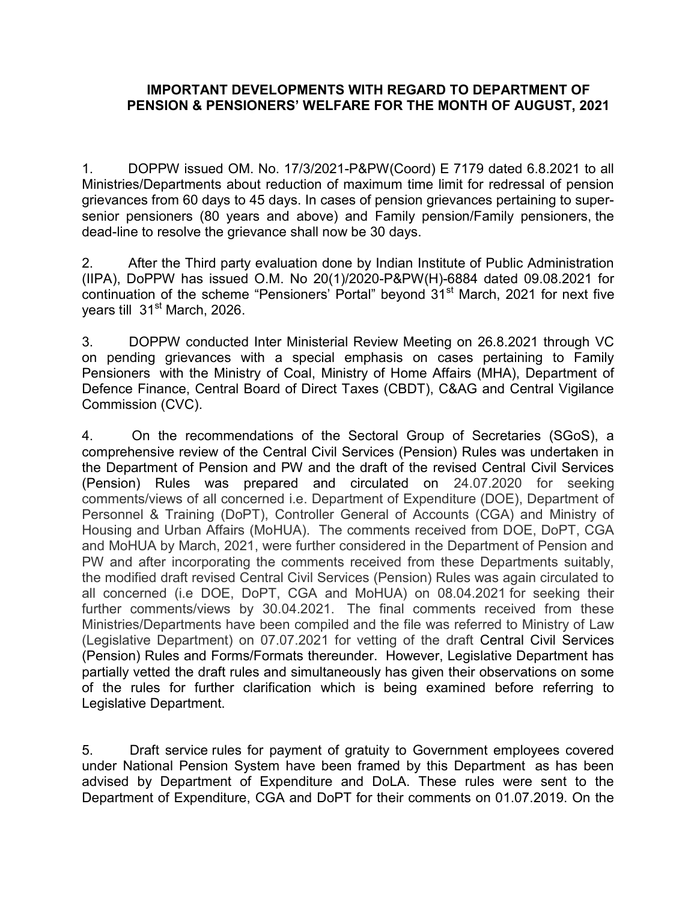# IMPORTANT DEVELOPMENTS WITH REGARD TO DEPARTMENT OF PENSION & PENSIONERS' WELFARE FOR THE MONTH OF AUGUST, 2021

1. DOPPW issued OM. No. 17/3/2021-P&PW(Coord) E 7179 dated 6.8.2021 to all Ministries/Departments about reduction of maximum time limit for redressal of pension grievances from 60 days to 45 days. In cases of pension grievances pertaining to super-senior pensioners (80 years and above) and Family pension/Family pensioners, the dead-line to resolve the grievance shall now be 30 days.

2. After the Third party evaluation done by Indian Institute of Public Administration (IIPA), DoPPW has issued O.M. No 20(1)/2020-P&PW(H)-6884 dated 09.08.2021 for continuation of the scheme "Pensioners' Portal" beyond 31st March, 2021 for next five years till 31st March, 2026.

3. DOPPW conducted Inter Ministerial Review Meeting on 26.8.2021 through VC on pending grievances with a special emphasis on cases pertaining to Family Pensioners with the Ministry of Coal, Ministry of Home Affairs (MHA), Department of Defence Finance, Central Board of Direct Taxes (CBDT), C&AG and Central Vigilance Commission (CVC).

4. On the recommendations of the Sectoral Group of Secretaries (SGoS), a comprehensive review of the Central Civil Services (Pension) Rules was undertaken in the Department of Pension and PW and the draft of the revised Central Civil Services (Pension) Rules was prepared and circulated on 24.07.2020 for seeking comments/views of all concerned i.e. Department of Expenditure (DOE), Department of Personnel & Training (DoPT), Controller General of Accounts (CGA) and Ministry of Housing and Urban Affairs (MoHUA). The comments received from DOE, DoPT, CGA and MoHUA by March, 2021, were further considered in the Department of Pension and PW and after incorporating the comments received from these Departments suitably, the modified draft revised Central Civil Services (Pension) Rules was again circulated to all concerned (i.e DOE, DoPT, CGA and MoHUA) on 08.04.2021 for seeking their further comments/views by 30.04.2021. The final comments received from these Ministries/Departments have been compiled and the file was referred to Ministry of Law (Legislative Department) on 07.07.2021 for vetting of the draft Central Civil Services (Pension) Rules and Forms/Formats thereunder. However, Legislative Department has partially vetted the draft rules and simultaneously has given their observations on some of the rules for further clarification which is being examined before referring to Legislative Department.

5. Draft service rules for payment of gratuity to Government employees covered under National Pension System have been framed by this Department as has been advised by Department of Expenditure and DoLA. These rules were sent to the Department of Expenditure, CGA and DoPT for their comments on 01.07.2019. On the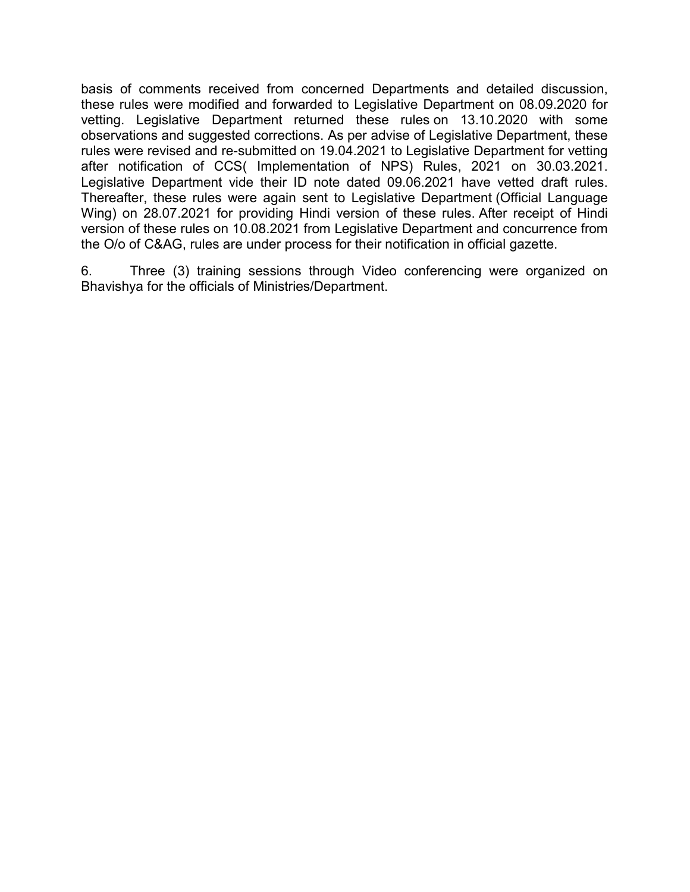basis of comments received from concerned Departments and detailed discussion, these rules were modified and forwarded to Legislative Department on 08.09.2020 for vetting. Legislative Department returned these rules on 13.10.2020 with some observations and suggested corrections. As per advise of Legislative Department, these rules were revised and re-submitted on 19.04.2021 to Legislative Department for vetting after notification of CCS( Implementation of NPS) Rules, 2021 on 30.03.2021. Legislative Department vide their ID note dated 09.06.2021 have vetted draft rules. Thereafter, these rules were again sent to Legislative Department (Official Language Wing) on 28.07.2021 for providing Hindi version of these rules. After receipt of Hindi version of these rules on 10.08.2021 from Legislative Department and concurrence from the O/o of C&AG, rules are under process for their notification in official gazette.

6. Three (3) training sessions through Video conferencing were organized on Bhavishya for the officials of Ministries/Department.